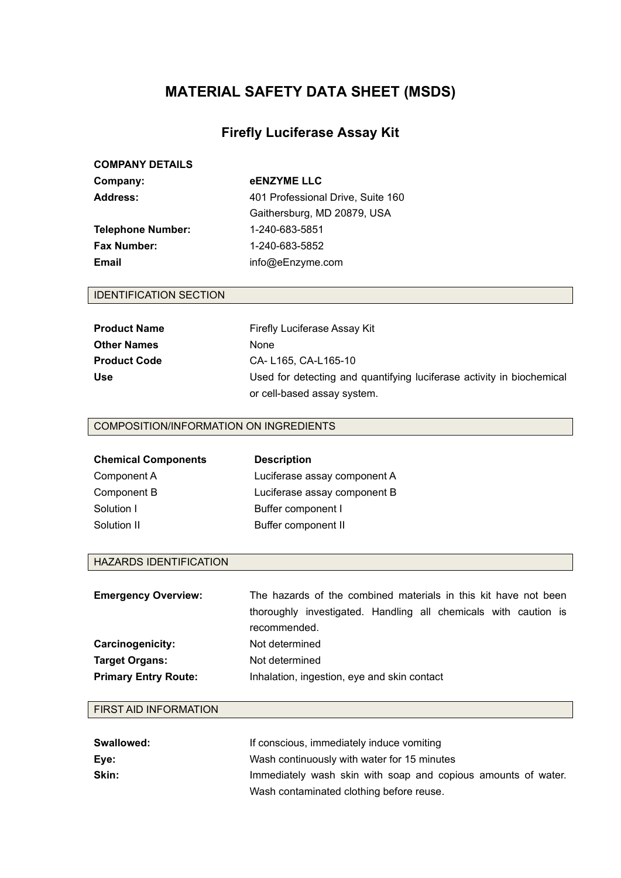# MATERIAL SAFETY DATA SHEET (MSDS)

## Firefly Luciferase Assay Kit

**COMPANY DETAILS**

| | |
|---|---|
| **Company:** | **eENZYME LLC** |
| **Address:** | 401 Professional Drive, Suite 160<br>Gaithersburg, MD 20879, USA |
| **Telephone Number:** | 1-240-683-5851 |
| **Fax Number:** | 1-240-683-5852 |
| **Email** | info@eEnzyme.com |

### IDENTIFICATION SECTION

| | |
|---|---|
| **Product Name** | Firefly Luciferase Assay Kit |
| **Other Names** | None |
| **Product Code** | CA- L165, CA-L165-10 |
| **Use** | Used for detecting and quantifying luciferase activity in biochemical or cell-based assay system. |

### COMPOSITION/INFORMATION ON INGREDIENTS

| **Chemical Components** | **Description** |
|---|---|
| Component A | Luciferase assay component A |
| Component B | Luciferase assay component B |
| Solution I | Buffer component I |
| Solution II | Buffer component II |

### HAZARDS IDENTIFICATION

| | |
|---|---|
| **Emergency Overview:** | The hazards of the combined materials in this kit have not been thoroughly investigated. Handling all chemicals with caution is recommended. |
| **Carcinogenicity:** | Not determined |
| **Target Organs:** | Not determined |
| **Primary Entry Route:** | Inhalation, ingestion, eye and skin contact |

### FIRST AID INFORMATION

| | |
|---|---|
| **Swallowed:** | If conscious, immediately induce vomiting |
| **Eye:** | Wash continuously with water for 15 minutes |
| **Skin:** | Immediately wash skin with soap and copious amounts of water. Wash contaminated clothing before reuse. |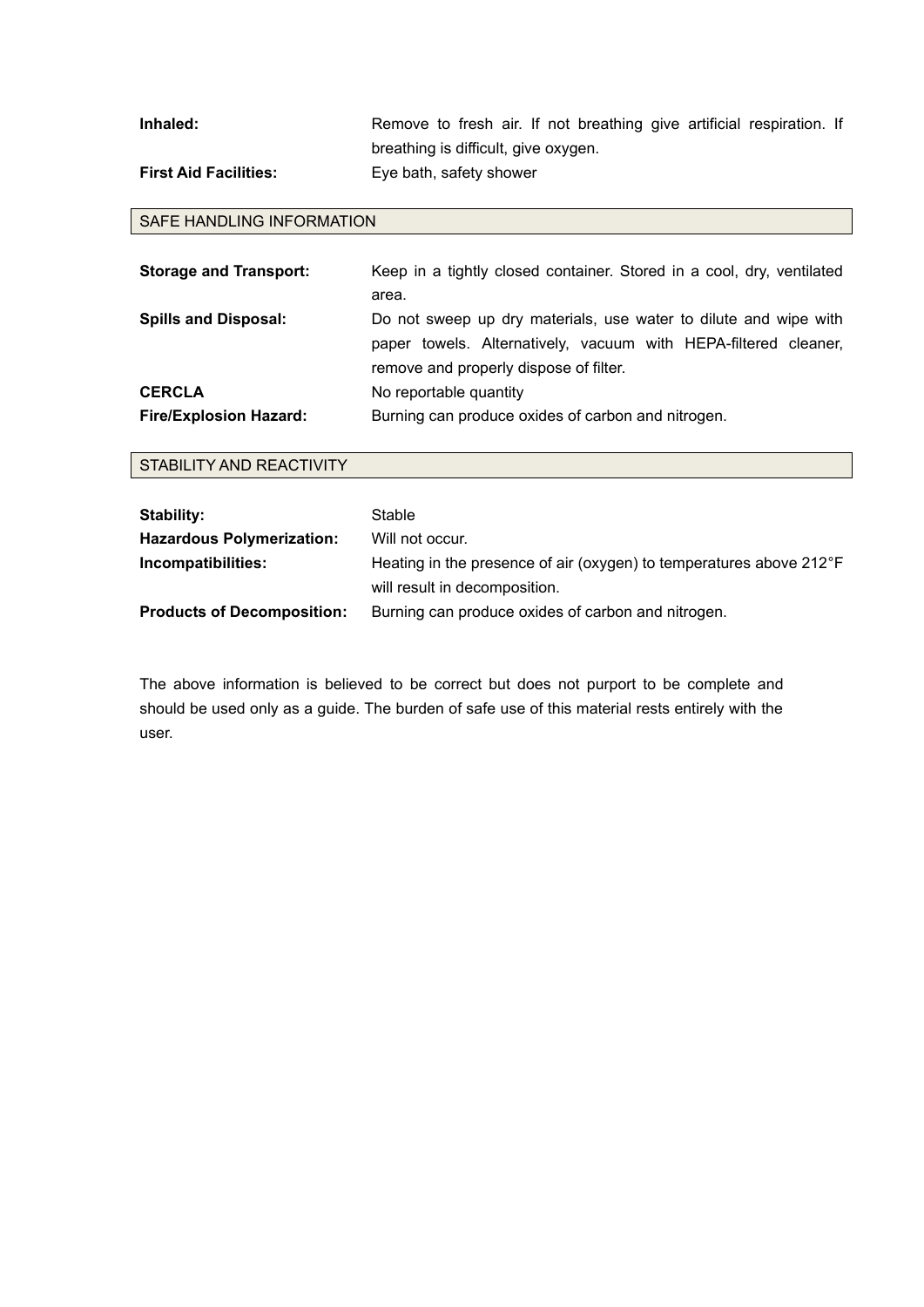**Inhaled:** Remove to fresh air. If not breathing give artificial respiration. If breathing is difficult, give oxygen.

**First Aid Facilities:** Eye bath, safety shower

## SAFE HANDLING INFORMATION

**Storage and Transport:** Keep in a tightly closed container. Stored in a cool, dry, ventilated area.

**Spills and Disposal:** Do not sweep up dry materials, use water to dilute and wipe with paper towels. Alternatively, vacuum with HEPA-filtered cleaner, remove and properly dispose of filter.

**CERCLA** No reportable quantity

**Fire/Explosion Hazard:** Burning can produce oxides of carbon and nitrogen.

## STABILITY AND REACTIVITY

**Stability:** Stable

**Hazardous Polymerization:** Will not occur.

**Incompatibilities:** Heating in the presence of air (oxygen) to temperatures above 212°F will result in decomposition.

**Products of Decomposition:** Burning can produce oxides of carbon and nitrogen.

The above information is believed to be correct but does not purport to be complete and should be used only as a guide. The burden of safe use of this material rests entirely with the user.